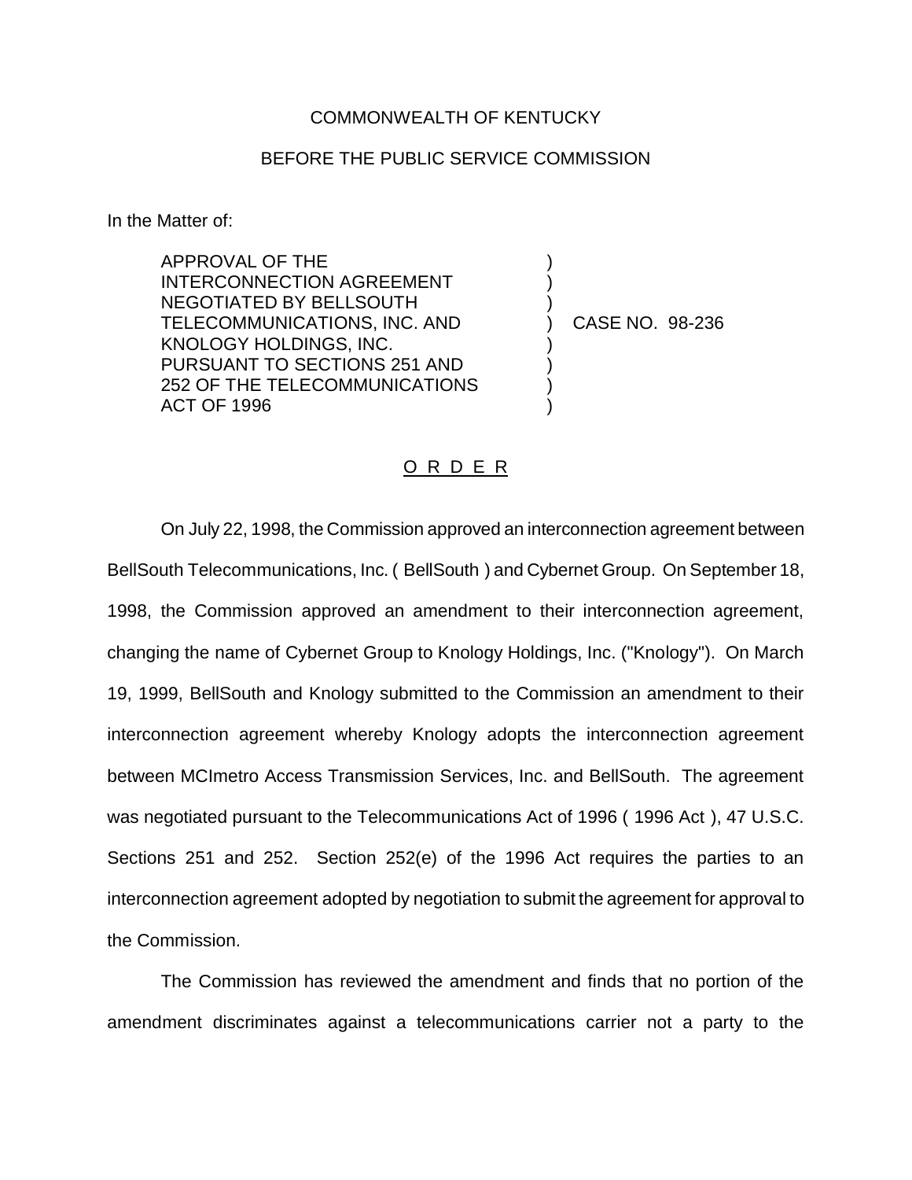COMMONWEALTH OF KENTUCKY

BEFORE THE PUBLIC SERVICE COMMISSION

In the Matter of:

APPROVAL OF THE INTERCONNECTION AGREEMENT NEGOTIATED BY BELLSOUTH TELECOMMUNICATIONS, INC. AND KNOLOGY HOLDINGS, INC. PURSUANT TO SECTIONS 251 AND 252 OF THE TELECOMMUNICATIONS ACT OF 1996 ) CASE NO. 98-236

O R D E R

On July 22, 1998, the Commission approved an interconnection agreement between BellSouth Telecommunications, Inc. ( BellSouth ) and Cybernet Group. On September 18, 1998, the Commission approved an amendment to their interconnection agreement, changing the name of Cybernet Group to Knology Holdings, Inc. ("Knology"). On March 19, 1999, BellSouth and Knology submitted to the Commission an amendment to their interconnection agreement whereby Knology adopts the interconnection agreement between MCImetro Access Transmission Services, Inc. and BellSouth. The agreement was negotiated pursuant to the Telecommunications Act of 1996 ( 1996 Act ), 47 U.S.C. Sections 251 and 252. Section 252(e) of the 1996 Act requires the parties to an interconnection agreement adopted by negotiation to submit the agreement for approval to the Commission.

The Commission has reviewed the amendment and finds that no portion of the amendment discriminates against a telecommunications carrier not a party to the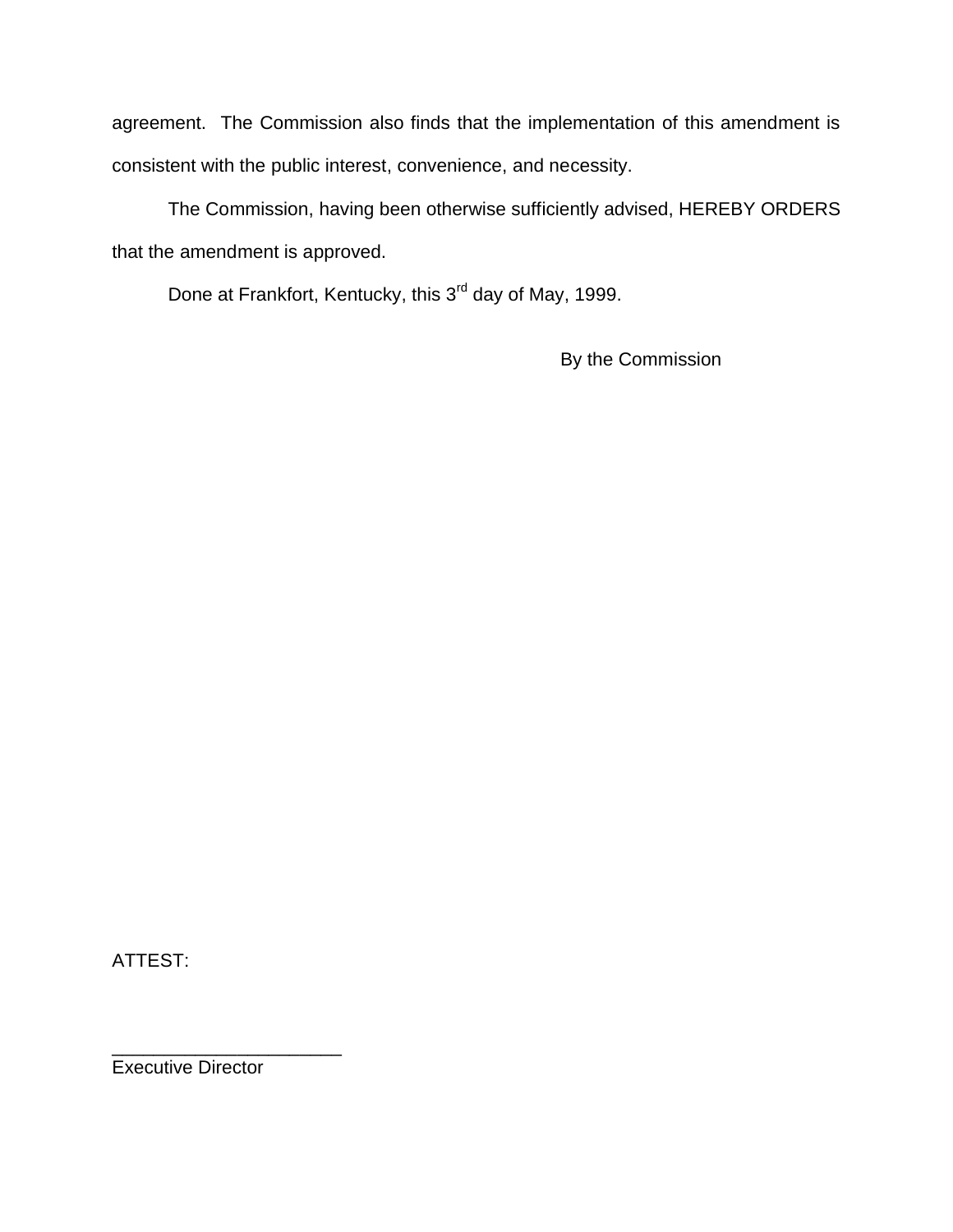agreement. The Commission also finds that the implementation of this amendment is consistent with the public interest, convenience, and necessity.

The Commission, having been otherwise sufficiently advised, HEREBY ORDERS that the amendment is approved.

Done at Frankfort, Kentucky, this 3rd day of May, 1999.

By the Commission

ATTEST:

______________________
Executive Director